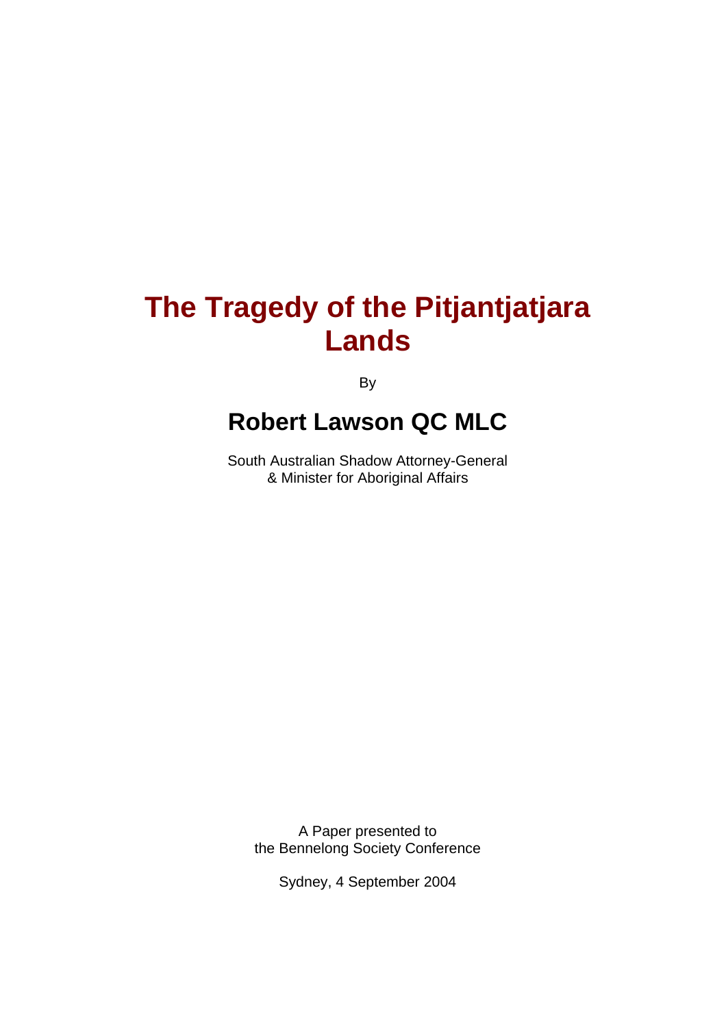# The Tragedy of the Pitjantjatjara Lands

By

## Robert Lawson QC MLC

South Australian Shadow Attorney-General
& Minister for Aboriginal Affairs

A Paper presented to
the Bennelong Society Conference

Sydney, 4 September 2004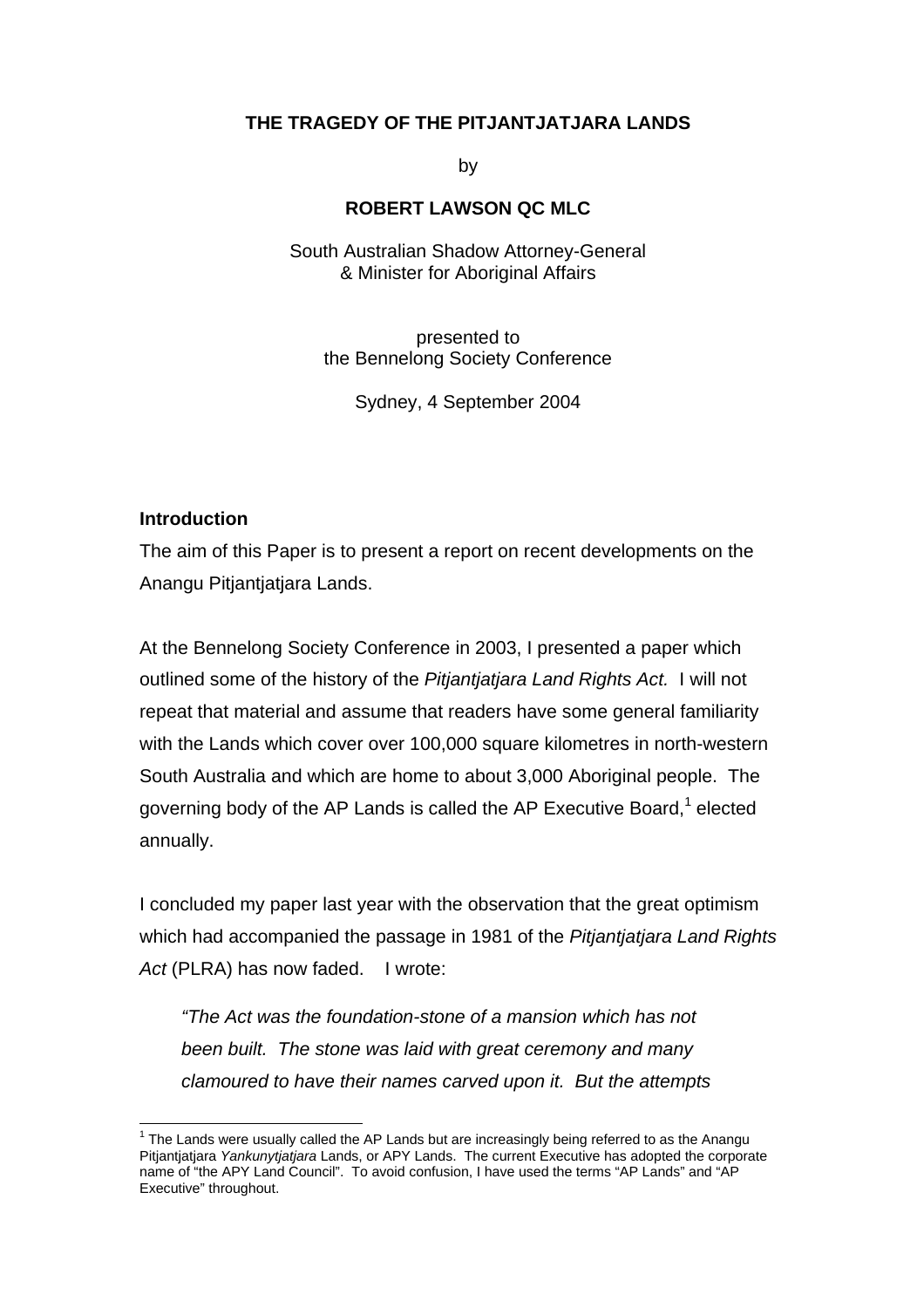**THE TRAGEDY OF THE PITJANTJATJARA LANDS**

by

**ROBERT LAWSON QC MLC**

South Australian Shadow Attorney-General
& Minister for Aboriginal Affairs

presented to
the Bennelong Society Conference

Sydney, 4 September 2004

**Introduction**

The aim of this Paper is to present a report on recent developments on the Anangu Pitjantjatjara Lands.

At the Bennelong Society Conference in 2003, I presented a paper which outlined some of the history of the *Pitjantjatjara Land Rights Act.* I will not repeat that material and assume that readers have some general familiarity with the Lands which cover over 100,000 square kilometres in north-western South Australia and which are home to about 3,000 Aboriginal people. The governing body of the AP Lands is called the AP Executive Board,[1] elected annually.

I concluded my paper last year with the observation that the great optimism which had accompanied the passage in 1981 of the *Pitjantjatjara Land Rights Act* (PLRA) has now faded. I wrote:

> *"The Act was the foundation-stone of a mansion which has not been built. The stone was laid with great ceremony and many clamoured to have their names carved upon it. But the attempts*

[1] The Lands were usually called the AP Lands but are increasingly being referred to as the Anangu Pitjantjatjara *Yankunytjatjara* Lands, or APY Lands. The current Executive has adopted the corporate name of "the APY Land Council". To avoid confusion, I have used the terms "AP Lands" and "AP Executive" throughout.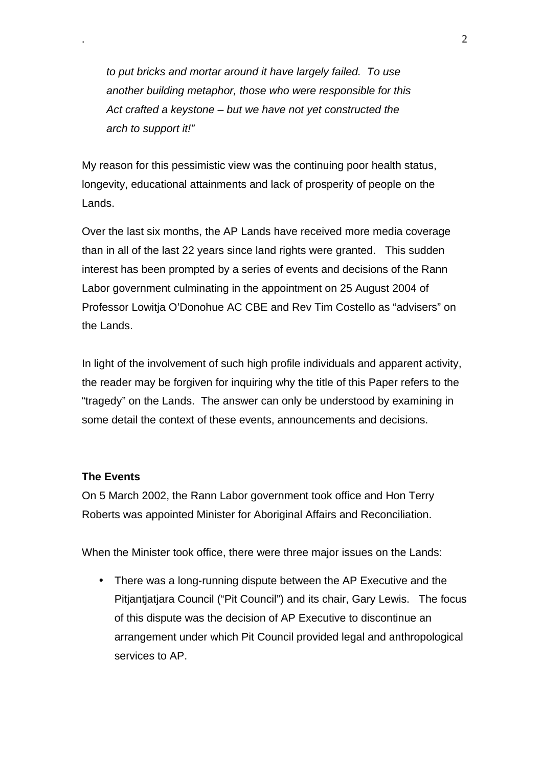*to put bricks and mortar around it have largely failed. To use another building metaphor, those who were responsible for this Act crafted a keystone – but we have not yet constructed the arch to support it!"*

My reason for this pessimistic view was the continuing poor health status, longevity, educational attainments and lack of prosperity of people on the Lands.

Over the last six months, the AP Lands have received more media coverage than in all of the last 22 years since land rights were granted. This sudden interest has been prompted by a series of events and decisions of the Rann Labor government culminating in the appointment on 25 August 2004 of Professor Lowitja O'Donohue AC CBE and Rev Tim Costello as "advisers" on the Lands.

In light of the involvement of such high profile individuals and apparent activity, the reader may be forgiven for inquiring why the title of this Paper refers to the "tragedy" on the Lands. The answer can only be understood by examining in some detail the context of these events, announcements and decisions.

**The Events**

On 5 March 2002, the Rann Labor government took office and Hon Terry Roberts was appointed Minister for Aboriginal Affairs and Reconciliation.

When the Minister took office, there were three major issues on the Lands:

- There was a long-running dispute between the AP Executive and the Pitjantjatjara Council ("Pit Council") and its chair, Gary Lewis. The focus of this dispute was the decision of AP Executive to discontinue an arrangement under which Pit Council provided legal and anthropological services to AP.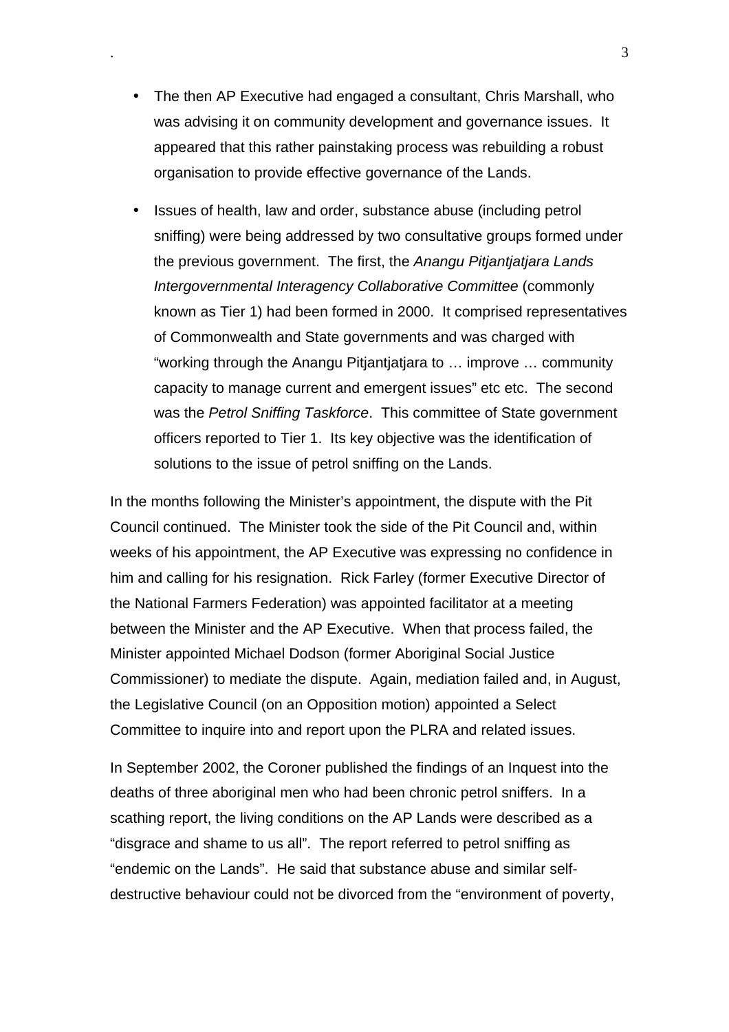- The then AP Executive had engaged a consultant, Chris Marshall, who was advising it on community development and governance issues. It appeared that this rather painstaking process was rebuilding a robust organisation to provide effective governance of the Lands.
- Issues of health, law and order, substance abuse (including petrol sniffing) were being addressed by two consultative groups formed under the previous government. The first, the *Anangu Pitjantjatjara Lands Intergovernmental Interagency Collaborative Committee* (commonly known as Tier 1) had been formed in 2000. It comprised representatives of Commonwealth and State governments and was charged with "working through the Anangu Pitjantjatjara to … improve … community capacity to manage current and emergent issues" etc etc. The second was the *Petrol Sniffing Taskforce*. This committee of State government officers reported to Tier 1. Its key objective was the identification of solutions to the issue of petrol sniffing on the Lands.

In the months following the Minister's appointment, the dispute with the Pit Council continued. The Minister took the side of the Pit Council and, within weeks of his appointment, the AP Executive was expressing no confidence in him and calling for his resignation. Rick Farley (former Executive Director of the National Farmers Federation) was appointed facilitator at a meeting between the Minister and the AP Executive. When that process failed, the Minister appointed Michael Dodson (former Aboriginal Social Justice Commissioner) to mediate the dispute. Again, mediation failed and, in August, the Legislative Council (on an Opposition motion) appointed a Select Committee to inquire into and report upon the PLRA and related issues.

In September 2002, the Coroner published the findings of an Inquest into the deaths of three aboriginal men who had been chronic petrol sniffers. In a scathing report, the living conditions on the AP Lands were described as a "disgrace and shame to us all". The report referred to petrol sniffing as "endemic on the Lands". He said that substance abuse and similar self-destructive behaviour could not be divorced from the "environment of poverty,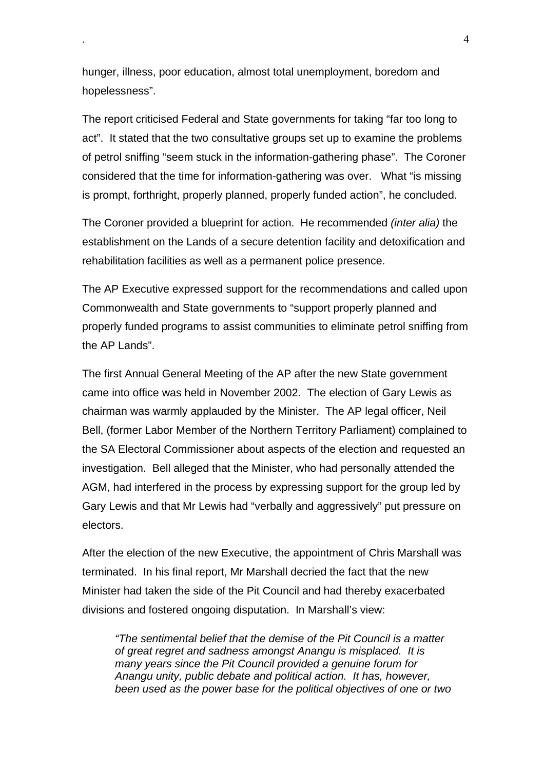hunger, illness, poor education, almost total unemployment, boredom and hopelessness".

The report criticised Federal and State governments for taking "far too long to act". It stated that the two consultative groups set up to examine the problems of petrol sniffing "seem stuck in the information-gathering phase". The Coroner considered that the time for information-gathering was over. What "is missing is prompt, forthright, properly planned, properly funded action", he concluded.

The Coroner provided a blueprint for action. He recommended *(inter alia)* the establishment on the Lands of a secure detention facility and detoxification and rehabilitation facilities as well as a permanent police presence.

The AP Executive expressed support for the recommendations and called upon Commonwealth and State governments to "support properly planned and properly funded programs to assist communities to eliminate petrol sniffing from the AP Lands".

The first Annual General Meeting of the AP after the new State government came into office was held in November 2002. The election of Gary Lewis as chairman was warmly applauded by the Minister. The AP legal officer, Neil Bell, (former Labor Member of the Northern Territory Parliament) complained to the SA Electoral Commissioner about aspects of the election and requested an investigation. Bell alleged that the Minister, who had personally attended the AGM, had interfered in the process by expressing support for the group led by Gary Lewis and that Mr Lewis had "verbally and aggressively" put pressure on electors.

After the election of the new Executive, the appointment of Chris Marshall was terminated. In his final report, Mr Marshall decried the fact that the new Minister had taken the side of the Pit Council and had thereby exacerbated divisions and fostered ongoing disputation. In Marshall's view:

> *"The sentimental belief that the demise of the Pit Council is a matter of great regret and sadness amongst Anangu is misplaced. It is many years since the Pit Council provided a genuine forum for Anangu unity, public debate and political action. It has, however, been used as the power base for the political objectives of one or two*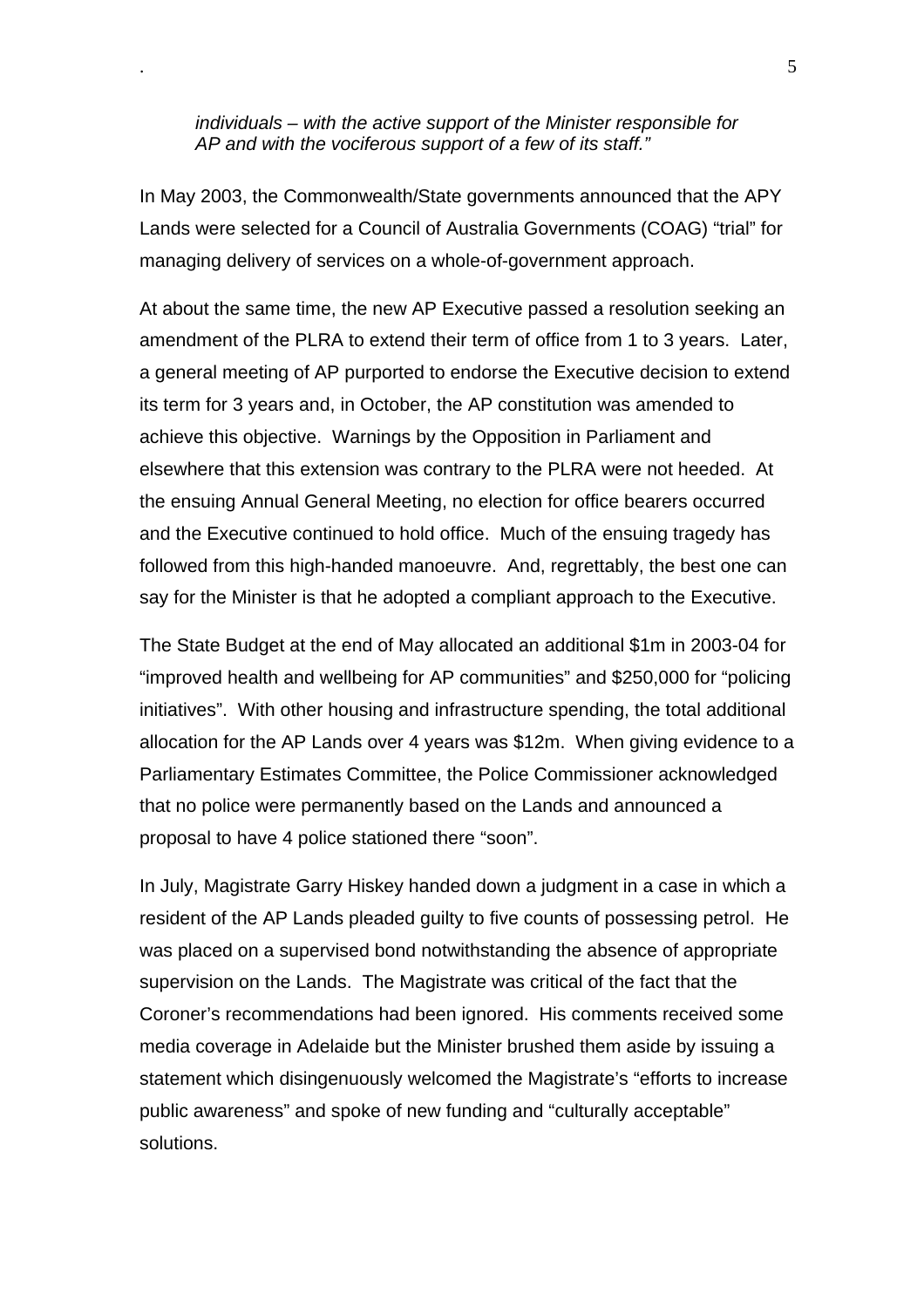*individuals – with the active support of the Minister responsible for AP and with the vociferous support of a few of its staff."*

In May 2003, the Commonwealth/State governments announced that the APY Lands were selected for a Council of Australia Governments (COAG) "trial" for managing delivery of services on a whole-of-government approach.

At about the same time, the new AP Executive passed a resolution seeking an amendment of the PLRA to extend their term of office from 1 to 3 years. Later, a general meeting of AP purported to endorse the Executive decision to extend its term for 3 years and, in October, the AP constitution was amended to achieve this objective. Warnings by the Opposition in Parliament and elsewhere that this extension was contrary to the PLRA were not heeded. At the ensuing Annual General Meeting, no election for office bearers occurred and the Executive continued to hold office. Much of the ensuing tragedy has followed from this high-handed manoeuvre. And, regrettably, the best one can say for the Minister is that he adopted a compliant approach to the Executive.

The State Budget at the end of May allocated an additional $1m in 2003-04 for "improved health and wellbeing for AP communities" and $250,000 for "policing initiatives". With other housing and infrastructure spending, the total additional allocation for the AP Lands over 4 years was $12m. When giving evidence to a Parliamentary Estimates Committee, the Police Commissioner acknowledged that no police were permanently based on the Lands and announced a proposal to have 4 police stationed there "soon".

In July, Magistrate Garry Hiskey handed down a judgment in a case in which a resident of the AP Lands pleaded guilty to five counts of possessing petrol. He was placed on a supervised bond notwithstanding the absence of appropriate supervision on the Lands. The Magistrate was critical of the fact that the Coroner's recommendations had been ignored. His comments received some media coverage in Adelaide but the Minister brushed them aside by issuing a statement which disingenuously welcomed the Magistrate's "efforts to increase public awareness" and spoke of new funding and "culturally acceptable" solutions.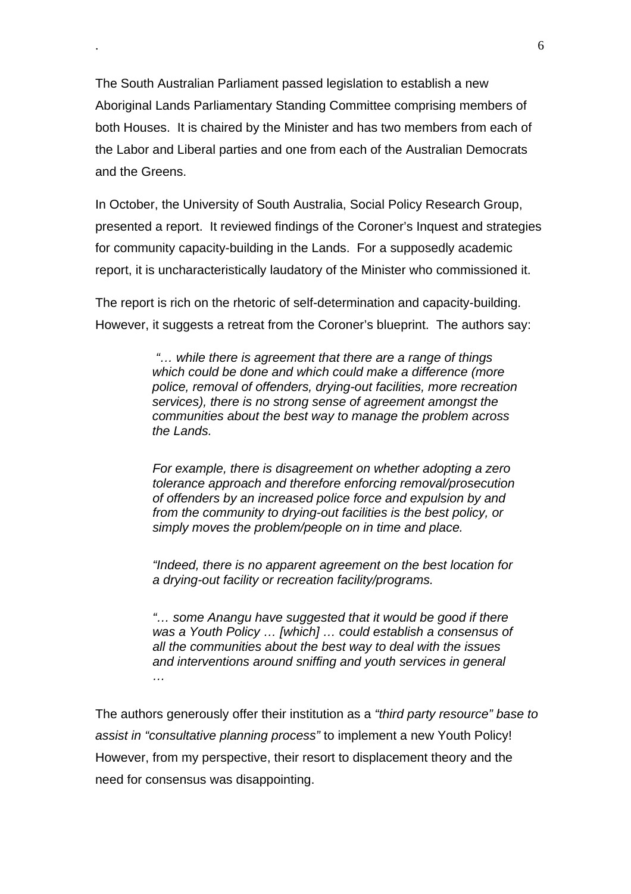The South Australian Parliament passed legislation to establish a new Aboriginal Lands Parliamentary Standing Committee comprising members of both Houses. It is chaired by the Minister and has two members from each of the Labor and Liberal parties and one from each of the Australian Democrats and the Greens.

In October, the University of South Australia, Social Policy Research Group, presented a report. It reviewed findings of the Coroner's Inquest and strategies for community capacity-building in the Lands. For a supposedly academic report, it is uncharacteristically laudatory of the Minister who commissioned it.

The report is rich on the rhetoric of self-determination and capacity-building. However, it suggests a retreat from the Coroner's blueprint. The authors say:

> *"… while there is agreement that there are a range of things which could be done and which could make a difference (more police, removal of offenders, drying-out facilities, more recreation services), there is no strong sense of agreement amongst the communities about the best way to manage the problem across the Lands.*
>
> *For example, there is disagreement on whether adopting a zero tolerance approach and therefore enforcing removal/prosecution of offenders by an increased police force and expulsion by and from the community to drying-out facilities is the best policy, or simply moves the problem/people on in time and place.*
>
> *"Indeed, there is no apparent agreement on the best location for a drying-out facility or recreation facility/programs.*
>
> *"… some Anangu have suggested that it would be good if there was a Youth Policy … [which] … could establish a consensus of all the communities about the best way to deal with the issues and interventions around sniffing and youth services in general …*

The authors generously offer their institution as a *"third party resource" base to assist in "consultative planning process"* to implement a new Youth Policy! However, from my perspective, their resort to displacement theory and the need for consensus was disappointing.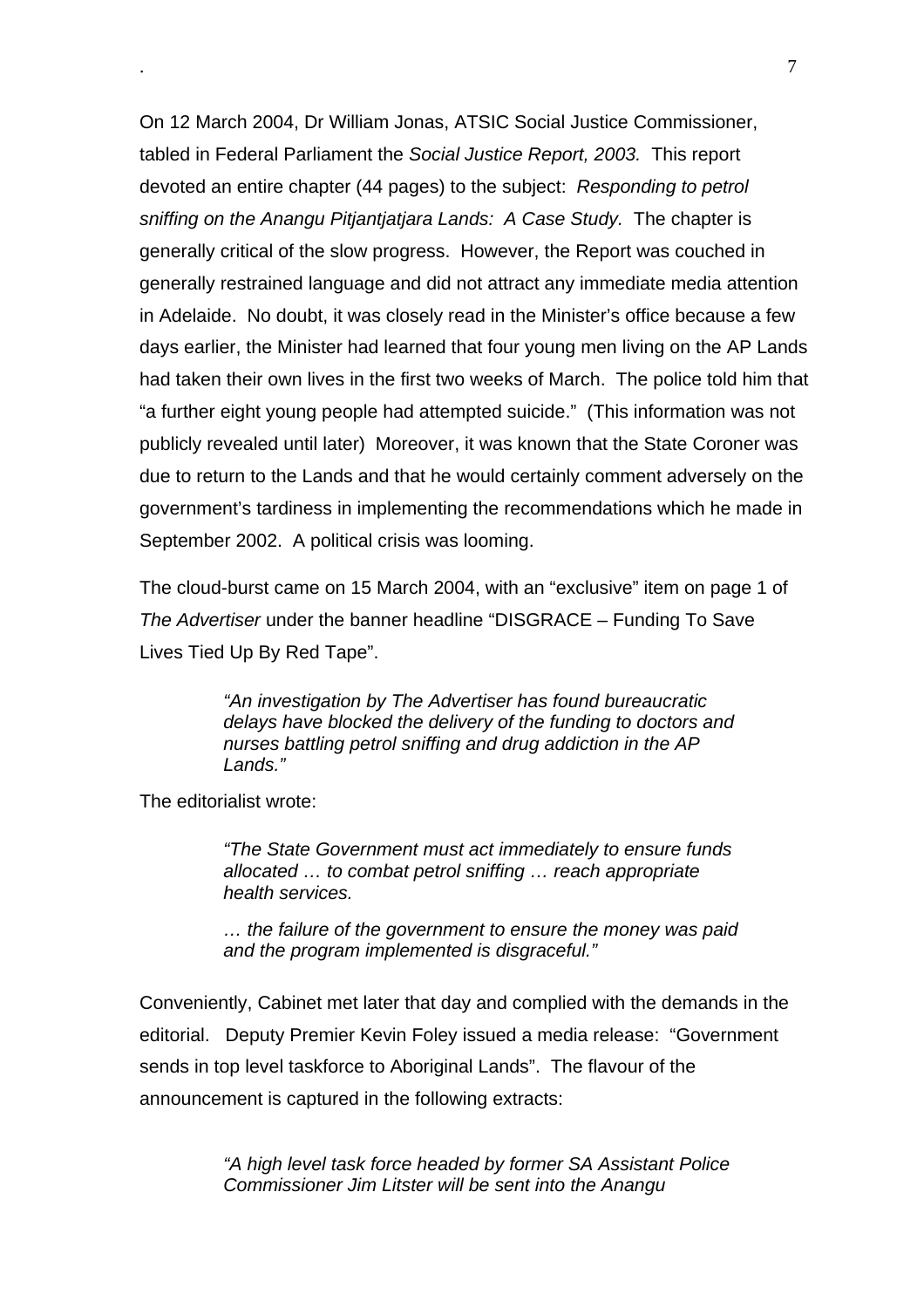On 12 March 2004, Dr William Jonas, ATSIC Social Justice Commissioner, tabled in Federal Parliament the *Social Justice Report, 2003.* This report devoted an entire chapter (44 pages) to the subject: *Responding to petrol sniffing on the Anangu Pitjantjatjara Lands: A Case Study.* The chapter is generally critical of the slow progress. However, the Report was couched in generally restrained language and did not attract any immediate media attention in Adelaide. No doubt, it was closely read in the Minister's office because a few days earlier, the Minister had learned that four young men living on the AP Lands had taken their own lives in the first two weeks of March. The police told him that "a further eight young people had attempted suicide." (This information was not publicly revealed until later) Moreover, it was known that the State Coroner was due to return to the Lands and that he would certainly comment adversely on the government's tardiness in implementing the recommendations which he made in September 2002. A political crisis was looming.

The cloud-burst came on 15 March 2004, with an "exclusive" item on page 1 of *The Advertiser* under the banner headline "DISGRACE – Funding To Save Lives Tied Up By Red Tape".

> *"An investigation by The Advertiser has found bureaucratic delays have blocked the delivery of the funding to doctors and nurses battling petrol sniffing and drug addiction in the AP Lands."*

The editorialist wrote:

> *"The State Government must act immediately to ensure funds allocated … to combat petrol sniffing … reach appropriate health services.*
>
> *… the failure of the government to ensure the money was paid and the program implemented is disgraceful."*

Conveniently, Cabinet met later that day and complied with the demands in the editorial. Deputy Premier Kevin Foley issued a media release: "Government sends in top level taskforce to Aboriginal Lands". The flavour of the announcement is captured in the following extracts:

> *"A high level task force headed by former SA Assistant Police Commissioner Jim Litster will be sent into the Anangu*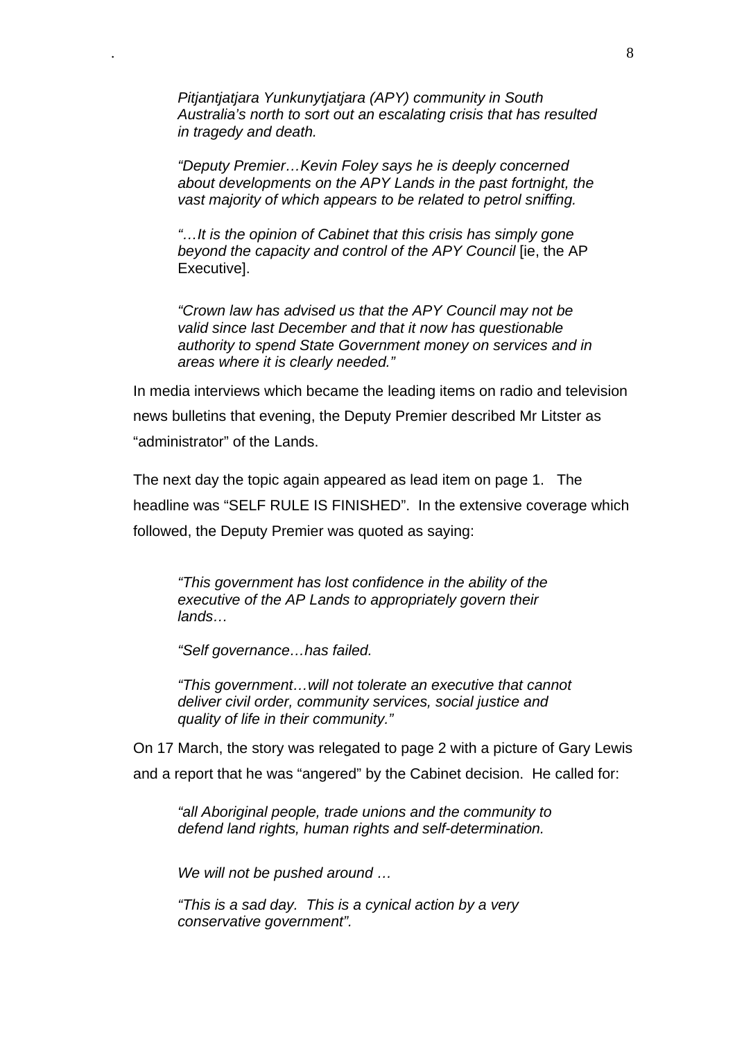*Pitjantjatjara Yunkunytjatjara (APY) community in South Australia's north to sort out an escalating crisis that has resulted in tragedy and death.*

> *"Deputy Premier…Kevin Foley says he is deeply concerned about developments on the APY Lands in the past fortnight, the vast majority of which appears to be related to petrol sniffing.*
>
> *"…It is the opinion of Cabinet that this crisis has simply gone beyond the capacity and control of the APY Council* [ie, the AP Executive].
>
> *"Crown law has advised us that the APY Council may not be valid since last December and that it now has questionable authority to spend State Government money on services and in areas where it is clearly needed."*

In media interviews which became the leading items on radio and television news bulletins that evening, the Deputy Premier described Mr Litster as "administrator" of the Lands.

The next day the topic again appeared as lead item on page 1. The headline was "SELF RULE IS FINISHED". In the extensive coverage which followed, the Deputy Premier was quoted as saying:

> *"This government has lost confidence in the ability of the executive of the AP Lands to appropriately govern their lands…*
>
> *"Self governance…has failed.*
>
> *"This government…will not tolerate an executive that cannot deliver civil order, community services, social justice and quality of life in their community."*

On 17 March, the story was relegated to page 2 with a picture of Gary Lewis and a report that he was "angered" by the Cabinet decision. He called for:

> *"all Aboriginal people, trade unions and the community to defend land rights, human rights and self-determination.*
>
> *We will not be pushed around …*
>
> *"This is a sad day. This is a cynical action by a very conservative government".*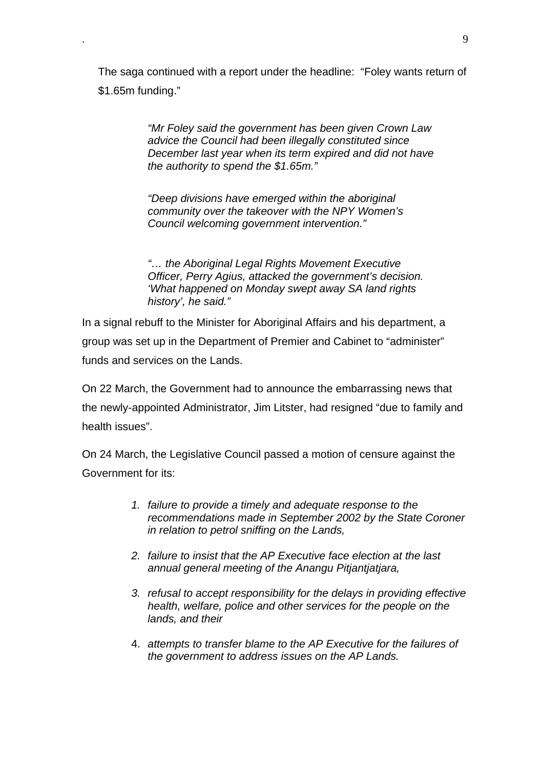The saga continued with a report under the headline: "Foley wants return of $1.65m funding."

> *"Mr Foley said the government has been given Crown Law advice the Council had been illegally constituted since December last year when its term expired and did not have the authority to spend the $1.65m."*
>
> *"Deep divisions have emerged within the aboriginal community over the takeover with the NPY Women's Council welcoming government intervention."*
>
> *"… the Aboriginal Legal Rights Movement Executive Officer, Perry Agius, attacked the government's decision. 'What happened on Monday swept away SA land rights history', he said."*

In a signal rebuff to the Minister for Aboriginal Affairs and his department, a group was set up in the Department of Premier and Cabinet to "administer" funds and services on the Lands.

On 22 March, the Government had to announce the embarrassing news that the newly-appointed Administrator, Jim Litster, had resigned "due to family and health issues".

On 24 March, the Legislative Council passed a motion of censure against the Government for its:

1. *failure to provide a timely and adequate response to the recommendations made in September 2002 by the State Coroner in relation to petrol sniffing on the Lands,*
2. *failure to insist that the AP Executive face election at the last annual general meeting of the Anangu Pitjantjatjara,*
3. *refusal to accept responsibility for the delays in providing effective health, welfare, police and other services for the people on the lands, and their*
4. *attempts to transfer blame to the AP Executive for the failures of the government to address issues on the AP Lands.*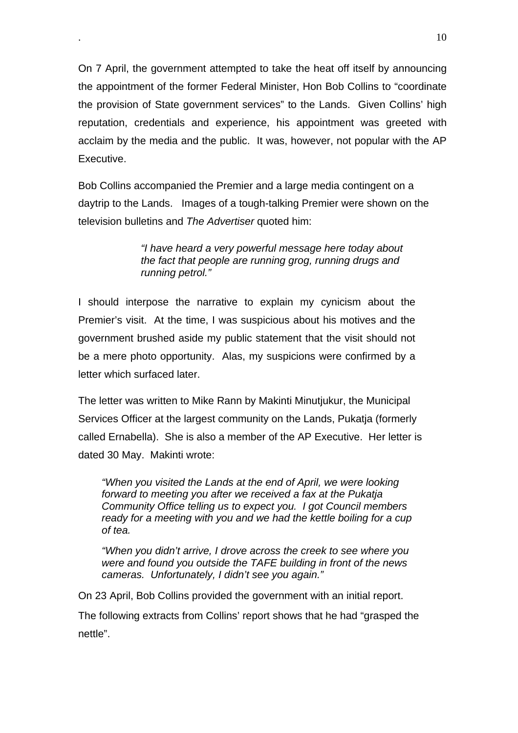On 7 April, the government attempted to take the heat off itself by announcing the appointment of the former Federal Minister, Hon Bob Collins to "coordinate the provision of State government services" to the Lands. Given Collins' high reputation, credentials and experience, his appointment was greeted with acclaim by the media and the public. It was, however, not popular with the AP Executive.

Bob Collins accompanied the Premier and a large media contingent on a daytrip to the Lands. Images of a tough-talking Premier were shown on the television bulletins and *The Advertiser* quoted him:

> *"I have heard a very powerful message here today about the fact that people are running grog, running drugs and running petrol."*

I should interpose the narrative to explain my cynicism about the Premier's visit. At the time, I was suspicious about his motives and the government brushed aside my public statement that the visit should not be a mere photo opportunity. Alas, my suspicions were confirmed by a letter which surfaced later.

The letter was written to Mike Rann by Makinti Minutjukur, the Municipal Services Officer at the largest community on the Lands, Pukatja (formerly called Ernabella). She is also a member of the AP Executive. Her letter is dated 30 May. Makinti wrote:

> *"When you visited the Lands at the end of April, we were looking forward to meeting you after we received a fax at the Pukatja Community Office telling us to expect you. I got Council members ready for a meeting with you and we had the kettle boiling for a cup of tea.*
>
> *"When you didn't arrive, I drove across the creek to see where you were and found you outside the TAFE building in front of the news cameras. Unfortunately, I didn't see you again."*

On 23 April, Bob Collins provided the government with an initial report.

The following extracts from Collins' report shows that he had "grasped the nettle".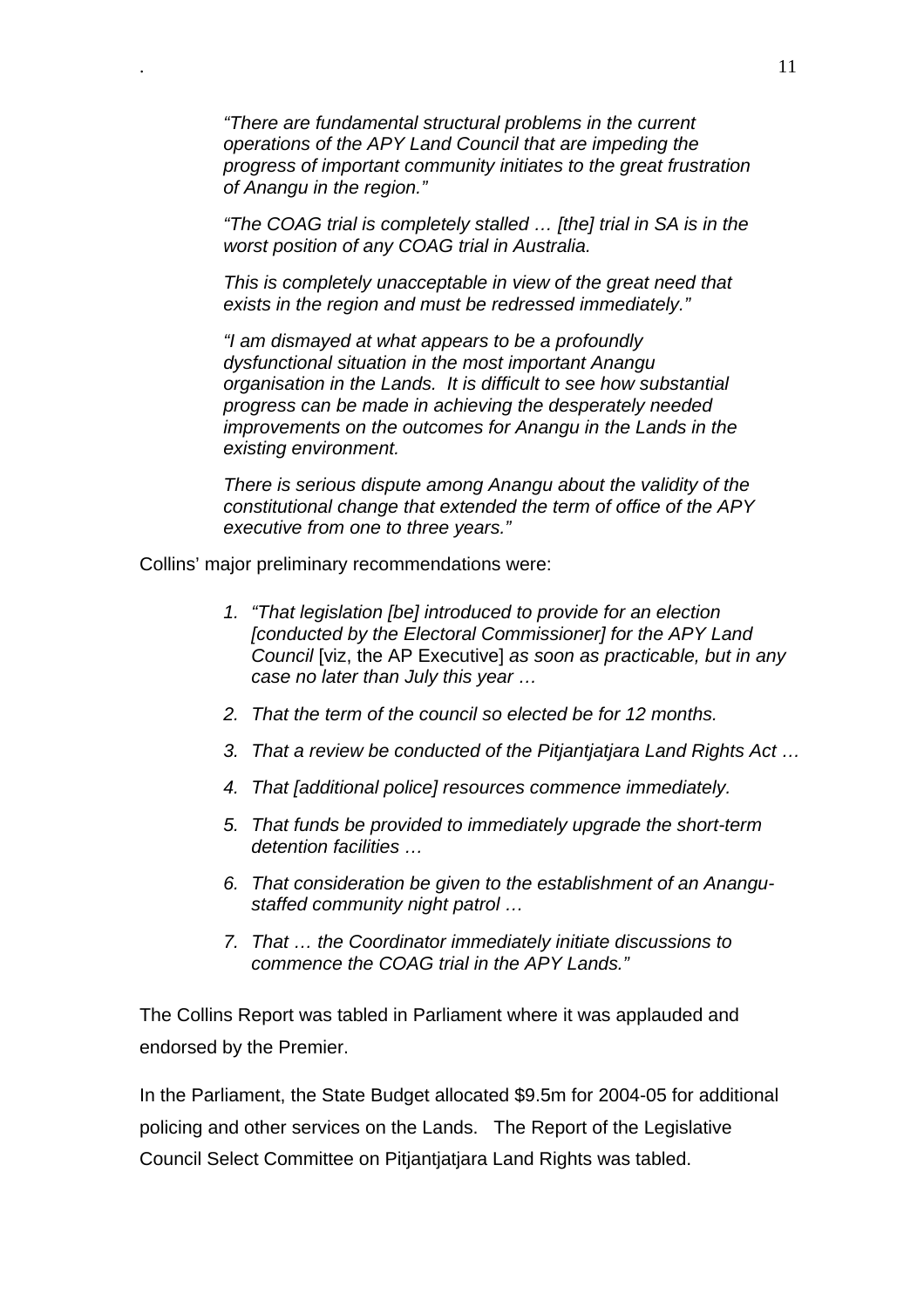*"There are fundamental structural problems in the current operations of the APY Land Council that are impeding the progress of important community initiates to the great frustration of Anangu in the region."*

*"The COAG trial is completely stalled … [the] trial in SA is in the worst position of any COAG trial in Australia.*

*This is completely unacceptable in view of the great need that exists in the region and must be redressed immediately."*

*"I am dismayed at what appears to be a profoundly dysfunctional situation in the most important Anangu organisation in the Lands. It is difficult to see how substantial progress can be made in achieving the desperately needed improvements on the outcomes for Anangu in the Lands in the existing environment.*

*There is serious dispute among Anangu about the validity of the constitutional change that extended the term of office of the APY executive from one to three years."*

Collins' major preliminary recommendations were:

1. *"That legislation [be] introduced to provide for an election [conducted by the Electoral Commissioner] for the APY Land Council* [viz, the AP Executive] *as soon as practicable, but in any case no later than July this year …*
2. *That the term of the council so elected be for 12 months.*
3. *That a review be conducted of the Pitjantjatjara Land Rights Act …*
4. *That [additional police] resources commence immediately.*
5. *That funds be provided to immediately upgrade the short-term detention facilities …*
6. *That consideration be given to the establishment of an Anangu-staffed community night patrol …*
7. *That … the Coordinator immediately initiate discussions to commence the COAG trial in the APY Lands."*

The Collins Report was tabled in Parliament where it was applauded and endorsed by the Premier.

In the Parliament, the State Budget allocated $9.5m for 2004-05 for additional policing and other services on the Lands. The Report of the Legislative Council Select Committee on Pitjantjatjara Land Rights was tabled.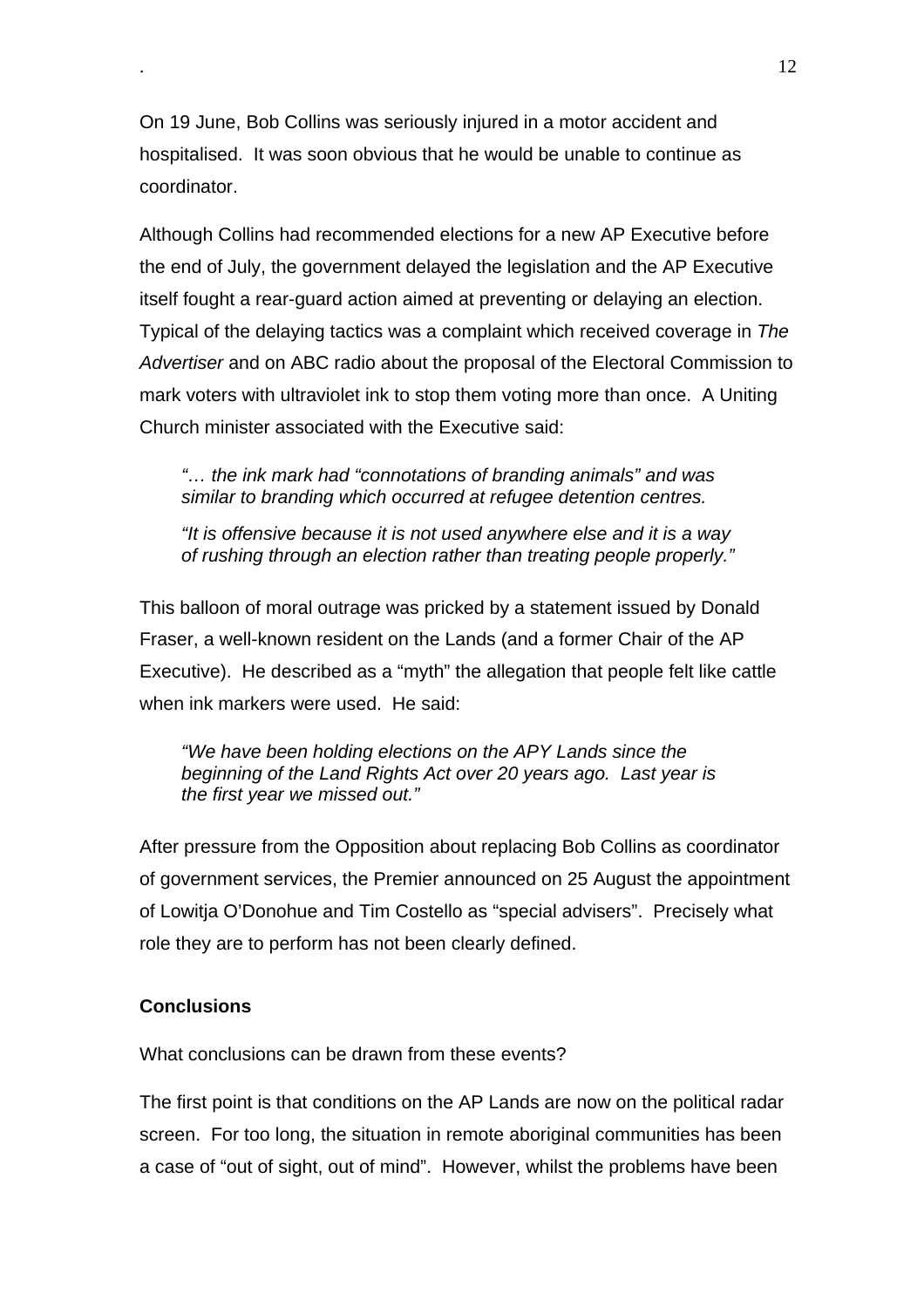On 19 June, Bob Collins was seriously injured in a motor accident and hospitalised. It was soon obvious that he would be unable to continue as coordinator.

Although Collins had recommended elections for a new AP Executive before the end of July, the government delayed the legislation and the AP Executive itself fought a rear-guard action aimed at preventing or delaying an election. Typical of the delaying tactics was a complaint which received coverage in *The Advertiser* and on ABC radio about the proposal of the Electoral Commission to mark voters with ultraviolet ink to stop them voting more than once. A Uniting Church minister associated with the Executive said:

> *"… the ink mark had "connotations of branding animals" and was similar to branding which occurred at refugee detention centres.*
>
> *"It is offensive because it is not used anywhere else and it is a way of rushing through an election rather than treating people properly."*

This balloon of moral outrage was pricked by a statement issued by Donald Fraser, a well-known resident on the Lands (and a former Chair of the AP Executive). He described as a "myth" the allegation that people felt like cattle when ink markers were used. He said:

> *"We have been holding elections on the APY Lands since the beginning of the Land Rights Act over 20 years ago. Last year is the first year we missed out."*

After pressure from the Opposition about replacing Bob Collins as coordinator of government services, the Premier announced on 25 August the appointment of Lowitja O'Donohue and Tim Costello as "special advisers". Precisely what role they are to perform has not been clearly defined.

## Conclusions

What conclusions can be drawn from these events?

The first point is that conditions on the AP Lands are now on the political radar screen. For too long, the situation in remote aboriginal communities has been a case of "out of sight, out of mind". However, whilst the problems have been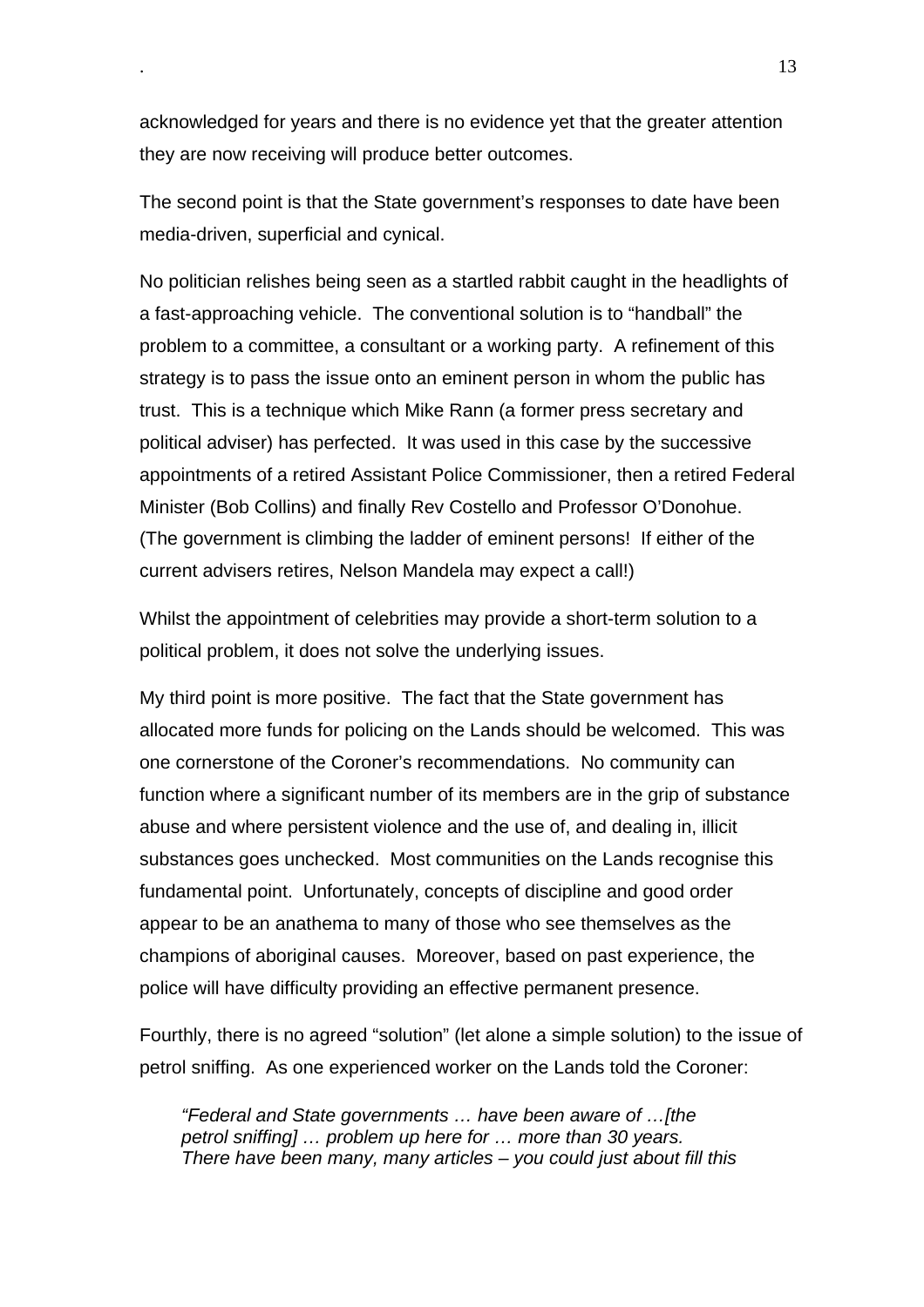acknowledged for years and there is no evidence yet that the greater attention they are now receiving will produce better outcomes.

The second point is that the State government's responses to date have been media-driven, superficial and cynical.

No politician relishes being seen as a startled rabbit caught in the headlights of a fast-approaching vehicle. The conventional solution is to "handball" the problem to a committee, a consultant or a working party. A refinement of this strategy is to pass the issue onto an eminent person in whom the public has trust. This is a technique which Mike Rann (a former press secretary and political adviser) has perfected. It was used in this case by the successive appointments of a retired Assistant Police Commissioner, then a retired Federal Minister (Bob Collins) and finally Rev Costello and Professor O'Donohue. (The government is climbing the ladder of eminent persons! If either of the current advisers retires, Nelson Mandela may expect a call!)

Whilst the appointment of celebrities may provide a short-term solution to a political problem, it does not solve the underlying issues.

My third point is more positive. The fact that the State government has allocated more funds for policing on the Lands should be welcomed. This was one cornerstone of the Coroner's recommendations. No community can function where a significant number of its members are in the grip of substance abuse and where persistent violence and the use of, and dealing in, illicit substances goes unchecked. Most communities on the Lands recognise this fundamental point. Unfortunately, concepts of discipline and good order appear to be an anathema to many of those who see themselves as the champions of aboriginal causes. Moreover, based on past experience, the police will have difficulty providing an effective permanent presence.

Fourthly, there is no agreed "solution" (let alone a simple solution) to the issue of petrol sniffing. As one experienced worker on the Lands told the Coroner:

> *"Federal and State governments … have been aware of …[the petrol sniffing] … problem up here for … more than 30 years. There have been many, many articles – you could just about fill this*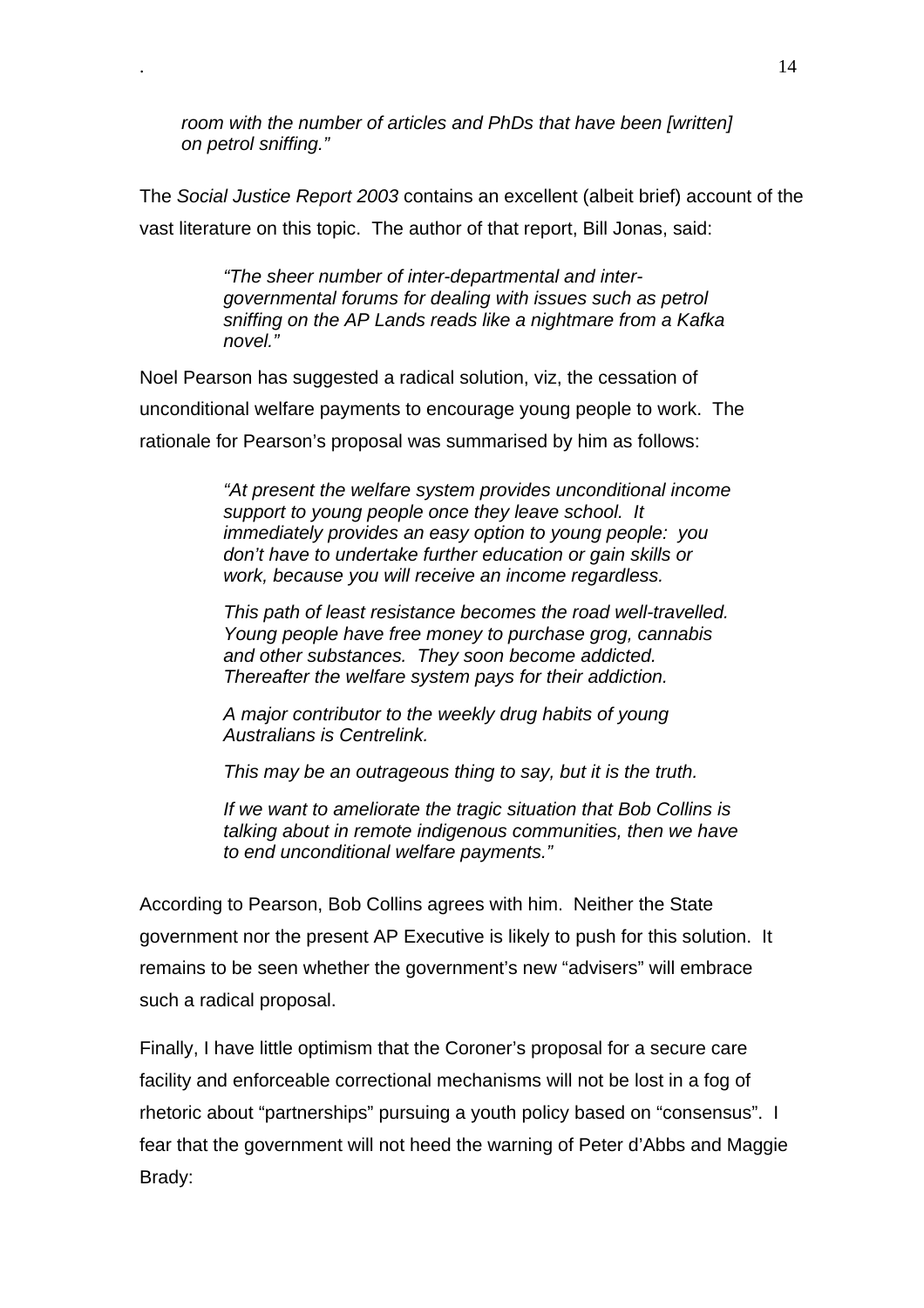> *room with the number of articles and PhDs that have been [written] on petrol sniffing."*

The *Social Justice Report 2003* contains an excellent (albeit brief) account of the vast literature on this topic. The author of that report, Bill Jonas, said:

> *"The sheer number of inter-departmental and inter-governmental forums for dealing with issues such as petrol sniffing on the AP Lands reads like a nightmare from a Kafka novel."*

Noel Pearson has suggested a radical solution, viz, the cessation of unconditional welfare payments to encourage young people to work. The rationale for Pearson's proposal was summarised by him as follows:

> *"At present the welfare system provides unconditional income support to young people once they leave school. It immediately provides an easy option to young people: you don't have to undertake further education or gain skills or work, because you will receive an income regardless.*
>
> *This path of least resistance becomes the road well-travelled. Young people have free money to purchase grog, cannabis and other substances. They soon become addicted. Thereafter the welfare system pays for their addiction.*
>
> *A major contributor to the weekly drug habits of young Australians is Centrelink.*
>
> *This may be an outrageous thing to say, but it is the truth.*
>
> *If we want to ameliorate the tragic situation that Bob Collins is talking about in remote indigenous communities, then we have to end unconditional welfare payments."*

According to Pearson, Bob Collins agrees with him. Neither the State government nor the present AP Executive is likely to push for this solution. It remains to be seen whether the government's new "advisers" will embrace such a radical proposal.

Finally, I have little optimism that the Coroner's proposal for a secure care facility and enforceable correctional mechanisms will not be lost in a fog of rhetoric about "partnerships" pursuing a youth policy based on "consensus". I fear that the government will not heed the warning of Peter d'Abbs and Maggie Brady: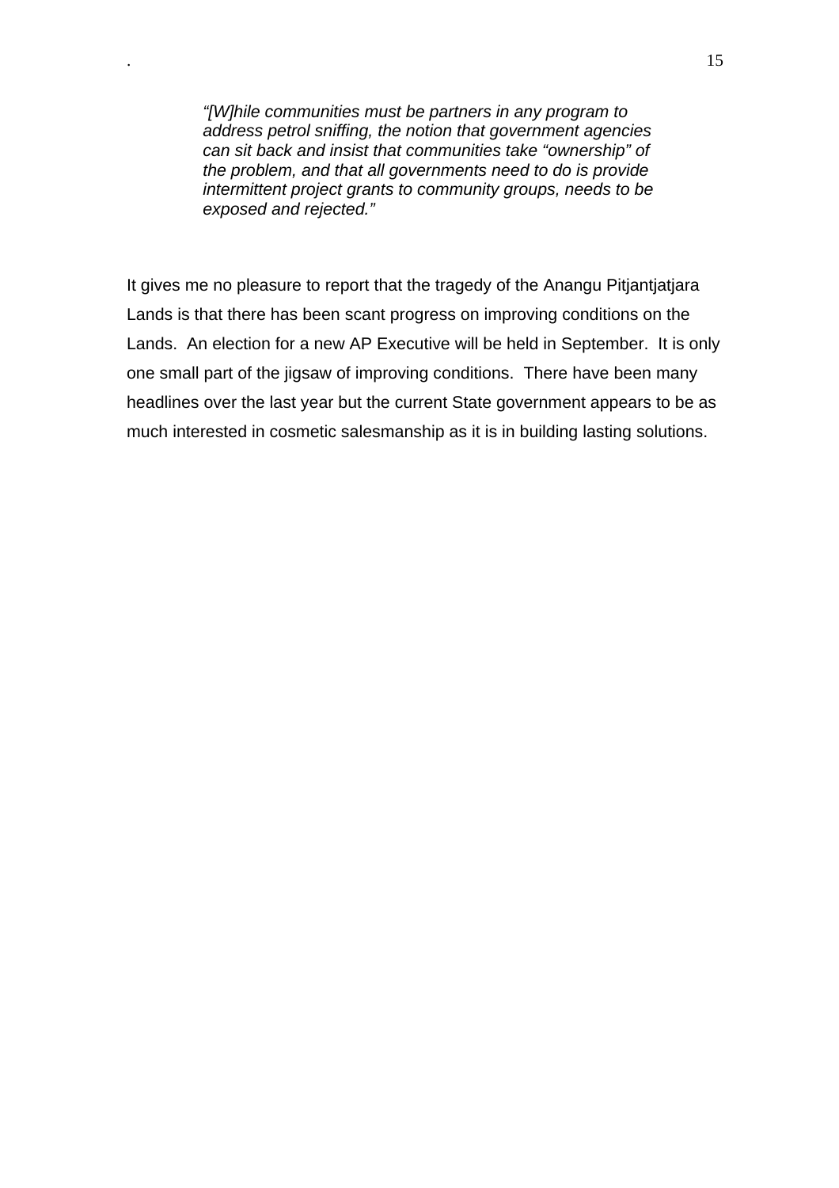> *"[W]hile communities must be partners in any program to address petrol sniffing, the notion that government agencies can sit back and insist that communities take "ownership" of the problem, and that all governments need to do is provide intermittent project grants to community groups, needs to be exposed and rejected."*

It gives me no pleasure to report that the tragedy of the Anangu Pitjantjatjara Lands is that there has been scant progress on improving conditions on the Lands. An election for a new AP Executive will be held in September. It is only one small part of the jigsaw of improving conditions. There have been many headlines over the last year but the current State government appears to be as much interested in cosmetic salesmanship as it is in building lasting solutions.